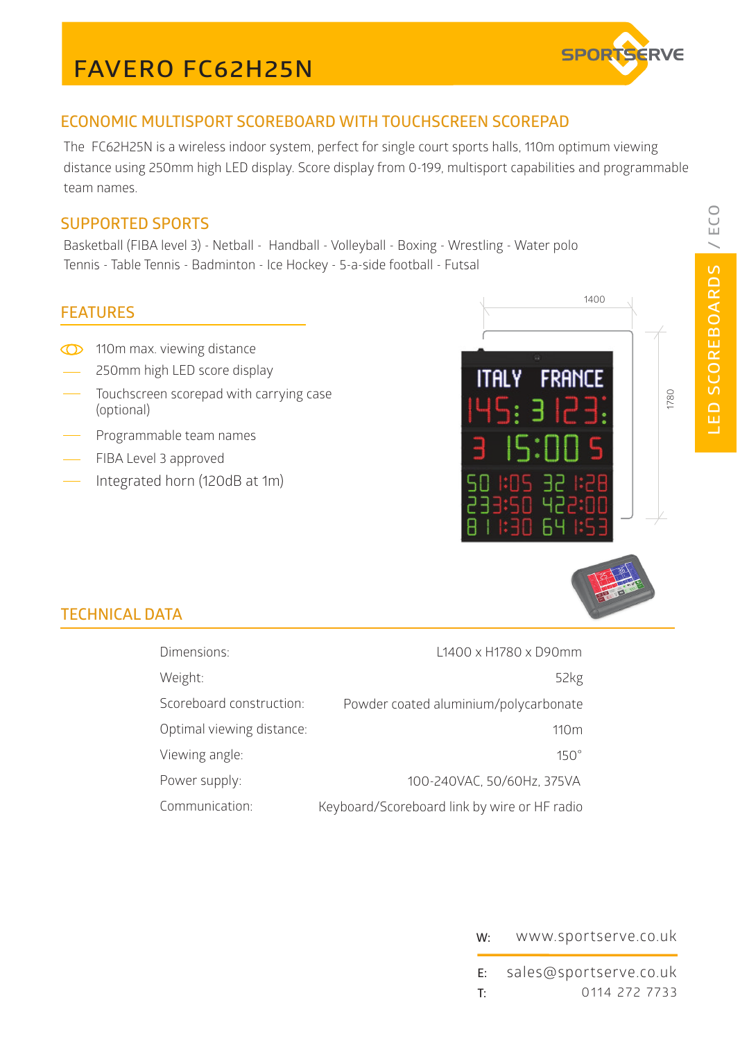# FAVERO FC62H25N

## ECONOMIC MULTISPORT SCOREBOARD WITH TOUCHSCREEN SCOREPAD

The FC62H25N is a wireless indoor system, perfect for single court sports halls, 110m optimum viewing distance using 250mm high LED display. Score display from 0-199, multisport capabilities and programmable team names.

## SUPPORTED SPORTS

Basketball (FIBA level 3) - Netball - Handball - Volleyball - Boxing - Wrestling - Water polo
Tennis - Table Tennis - Badminton - Ice Hockey - 5-a-side football - Futsal

## FEATURES

- 110m max. viewing distance
- 250mm high LED score display
- Touchscreen scorepad with carrying case (optional)
- Programmable team names
- FIBA Level 3 approved
- Integrated horn (120dB at 1m)

## TECHNICAL DATA

| | |
|---|---|
| Dimensions: | L1400 x H1780 x D90mm |
| Weight: | 52kg |
| Scoreboard construction: | Powder coated aluminium/polycarbonate |
| Optimal viewing distance: | 110m |
| Viewing angle: | 150° |
| Power supply: | 100-240VAC, 50/60Hz, 375VA |
| Communication: | Keyboard/Scoreboard link by wire or HF radio |

W: www.sportserve.co.uk
E: sales@sportserve.co.uk
T: 0114 272 7733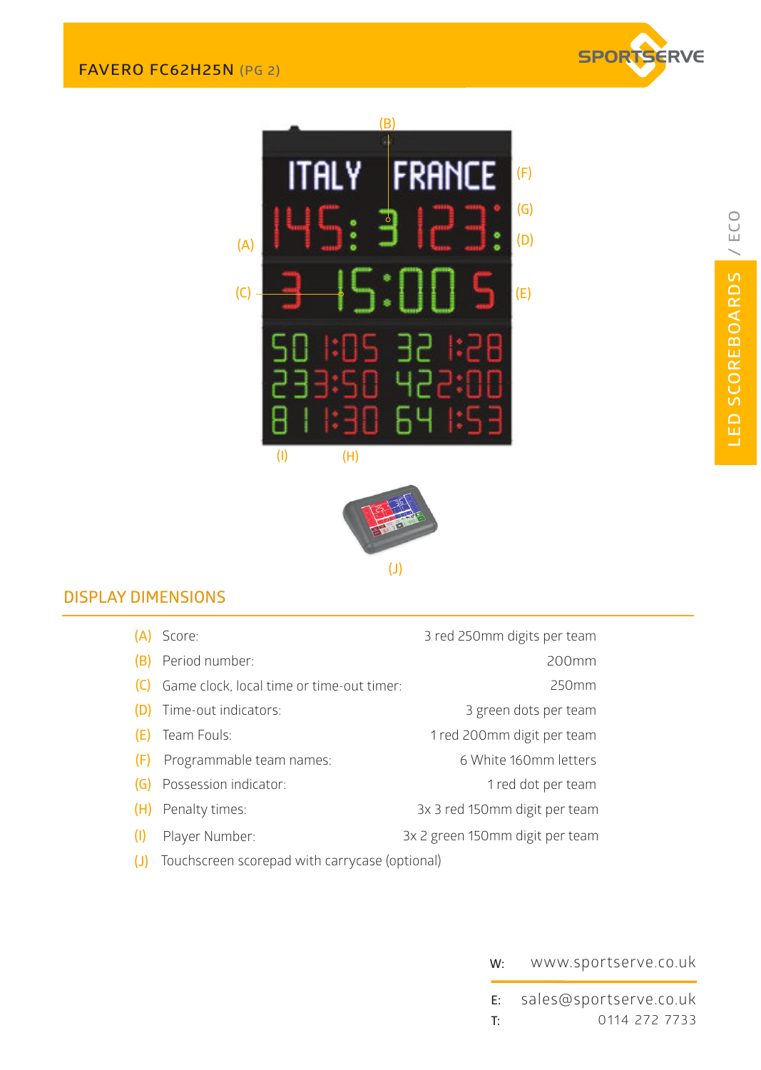# FAVERO FC62H25N (PG 2)

## DISPLAY DIMENSIONS

| | | |
|---|---|---|
| (A) | Score: | 3 red 250mm digits per team |
| (B) | Period number: | 200mm |
| (C) | Game clock, local time or time-out timer: | 250mm |
| (D) | Time-out indicators: | 3 green dots per team |
| (E) | Team Fouls: | 1 red 200mm digit per team |
| (F) | Programmable team names: | 6 White 160mm letters |
| (G) | Possession indicator: | 1 red dot per team |
| (H) | Penalty times: | 3x 3 red 150mm digit per team |
| (I) | Player Number: | 3x 2 green 150mm digit per team |
| (J) | Touchscreen scorepad with carrycase (optional) | |

W: www.sportserve.co.uk

E: sales@sportserve.co.uk

T: 0114 272 7733